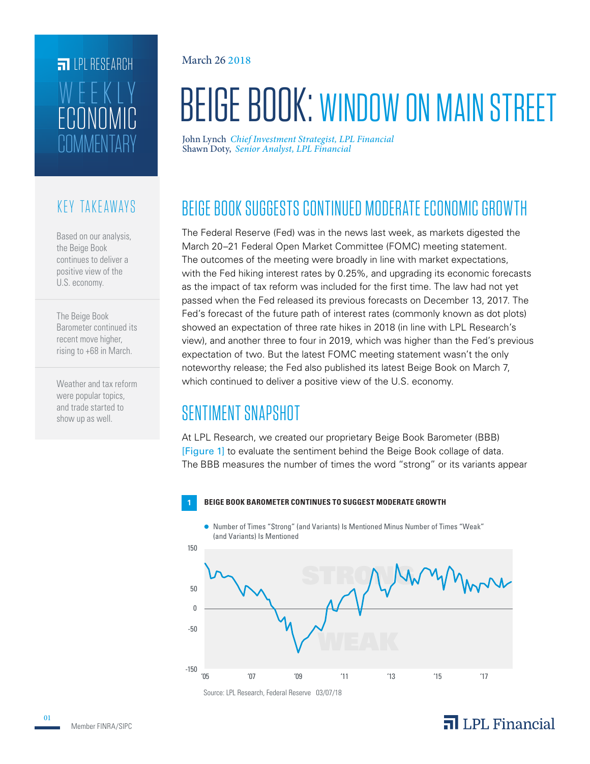LPL RESEARCH

WEEKLY ECONOMIC COMMENTARY

March 26 2018

# BEIGE BOOK: WINDOW ON MAIN STREET

John Lynch *Chief Investment Strategist, LPL Financial*
Shawn Doty, *Senior Analyst, LPL Financial*

## KEY TAKEAWAYS

Based on our analysis, the Beige Book continues to deliver a positive view of the U.S. economy.

The Beige Book Barometer continued its recent move higher, rising to +68 in March.

Weather and tax reform were popular topics, and trade started to show up as well.

## BEIGE BOOK SUGGESTS CONTINUED MODERATE ECONOMIC GROWTH

The Federal Reserve (Fed) was in the news last week, as markets digested the March 20–21 Federal Open Market Committee (FOMC) meeting statement. The outcomes of the meeting were broadly in line with market expectations, with the Fed hiking interest rates by 0.25%, and upgrading its economic forecasts as the impact of tax reform was included for the first time. The law had not yet passed when the Fed released its previous forecasts on December 13, 2017. The Fed's forecast of the future path of interest rates (commonly known as dot plots) showed an expectation of three rate hikes in 2018 (in line with LPL Research's view), and another three to four in 2019, which was higher than the Fed's previous expectation of two. But the latest FOMC meeting statement wasn't the only noteworthy release; the Fed also published its latest Beige Book on March 7, which continued to deliver a positive view of the U.S. economy.

## SENTIMENT SNAPSHOT

At LPL Research, we created our proprietary Beige Book Barometer (BBB) [Figure 1] to evaluate the sentiment behind the Beige Book collage of data. The BBB measures the number of times the word "strong" or its variants appear

**1 BEIGE BOOK BAROMETER CONTINUES TO SUGGEST MODERATE GROWTH**

Source: LPL Research, Federal Reserve 03/07/18

Member FINRA/SIPC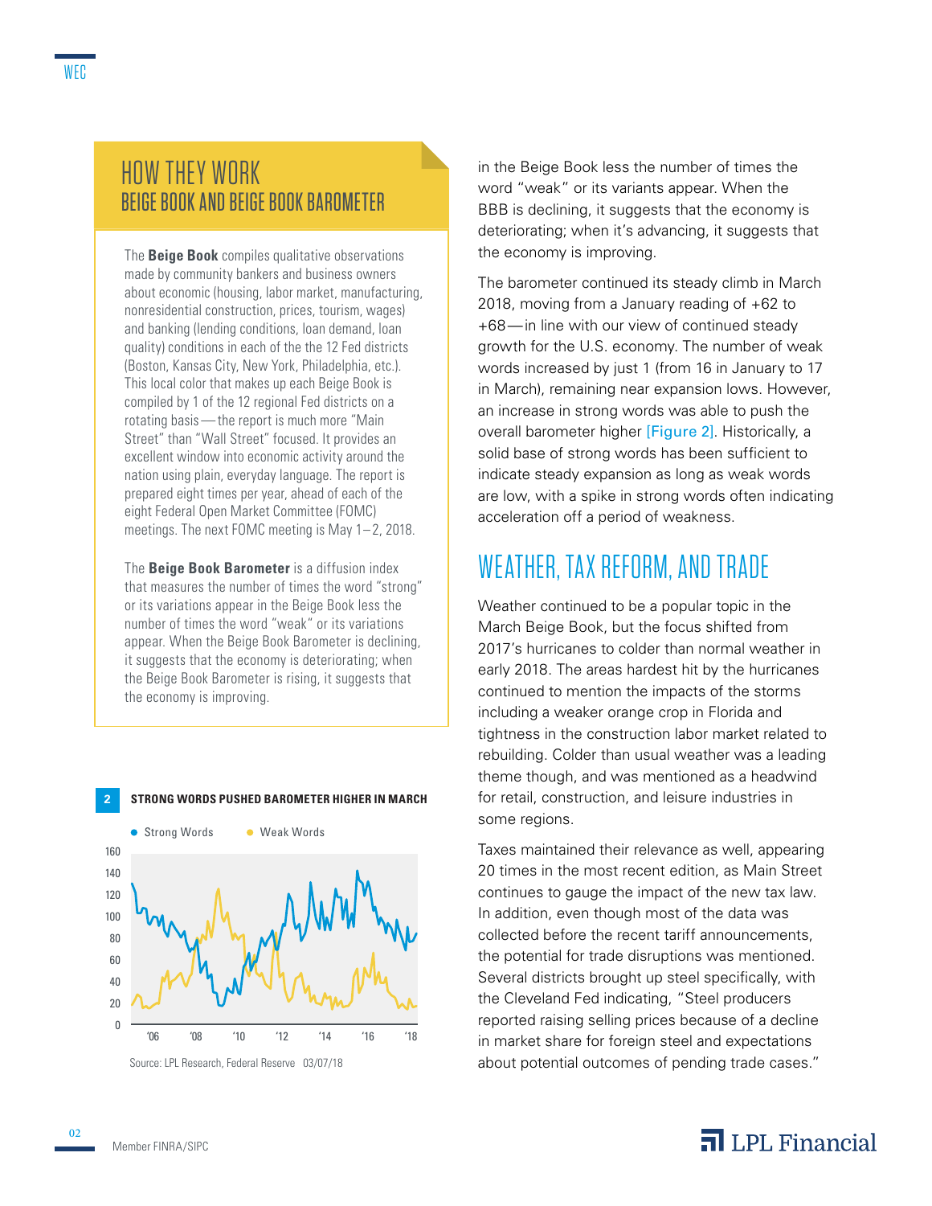## HOW THEY WORK
### BEIGE BOOK AND BEIGE BOOK BAROMETER

The **Beige Book** compiles qualitative observations made by community bankers and business owners about economic (housing, labor market, manufacturing, nonresidential construction, prices, tourism, wages) and banking (lending conditions, loan demand, loan quality) conditions in each of the the 12 Fed districts (Boston, Kansas City, New York, Philadelphia, etc.). This local color that makes up each Beige Book is compiled by 1 of the 12 regional Fed districts on a rotating basis — the report is much more "Main Street" than "Wall Street" focused. It provides an excellent window into economic activity around the nation using plain, everyday language. The report is prepared eight times per year, ahead of each of the eight Federal Open Market Committee (FOMC) meetings. The next FOMC meeting is May 1–2, 2018.

The **Beige Book Barometer** is a diffusion index that measures the number of times the word "strong" or its variations appear in the Beige Book less the number of times the word "weak" or its variations appear. When the Beige Book Barometer is declining, it suggests that the economy is deteriorating; when the Beige Book Barometer is rising, it suggests that the economy is improving.

**2 STRONG WORDS PUSHED BAROMETER HIGHER IN MARCH**

Strong Words · Weak Words

Source: LPL Research, Federal Reserve 03/07/18

in the Beige Book less the number of times the word "weak" or its variants appear. When the BBB is declining, it suggests that the economy is deteriorating; when it's advancing, it suggests that the economy is improving.

The barometer continued its steady climb in March 2018, moving from a January reading of +62 to +68 — in line with our view of continued steady growth for the U.S. economy. The number of weak words increased by just 1 (from 16 in January to 17 in March), remaining near expansion lows. However, an increase in strong words was able to push the overall barometer higher [Figure 2]. Historically, a solid base of strong words has been sufficient to indicate steady expansion as long as weak words are low, with a spike in strong words often indicating acceleration off a period of weakness.

## WEATHER, TAX REFORM, AND TRADE

Weather continued to be a popular topic in the March Beige Book, but the focus shifted from 2017's hurricanes to colder than normal weather in early 2018. The areas hardest hit by the hurricanes continued to mention the impacts of the storms including a weaker orange crop in Florida and tightness in the construction labor market related to rebuilding. Colder than usual weather was a leading theme though, and was mentioned as a headwind for retail, construction, and leisure industries in some regions.

Taxes maintained their relevance as well, appearing 20 times in the most recent edition, as Main Street continues to gauge the impact of the new tax law. In addition, even though most of the data was collected before the recent tariff announcements, the potential for trade disruptions was mentioned. Several districts brought up steel specifically, with the Cleveland Fed indicating, "Steel producers reported raising selling prices because of a decline in market share for foreign steel and expectations about potential outcomes of pending trade cases."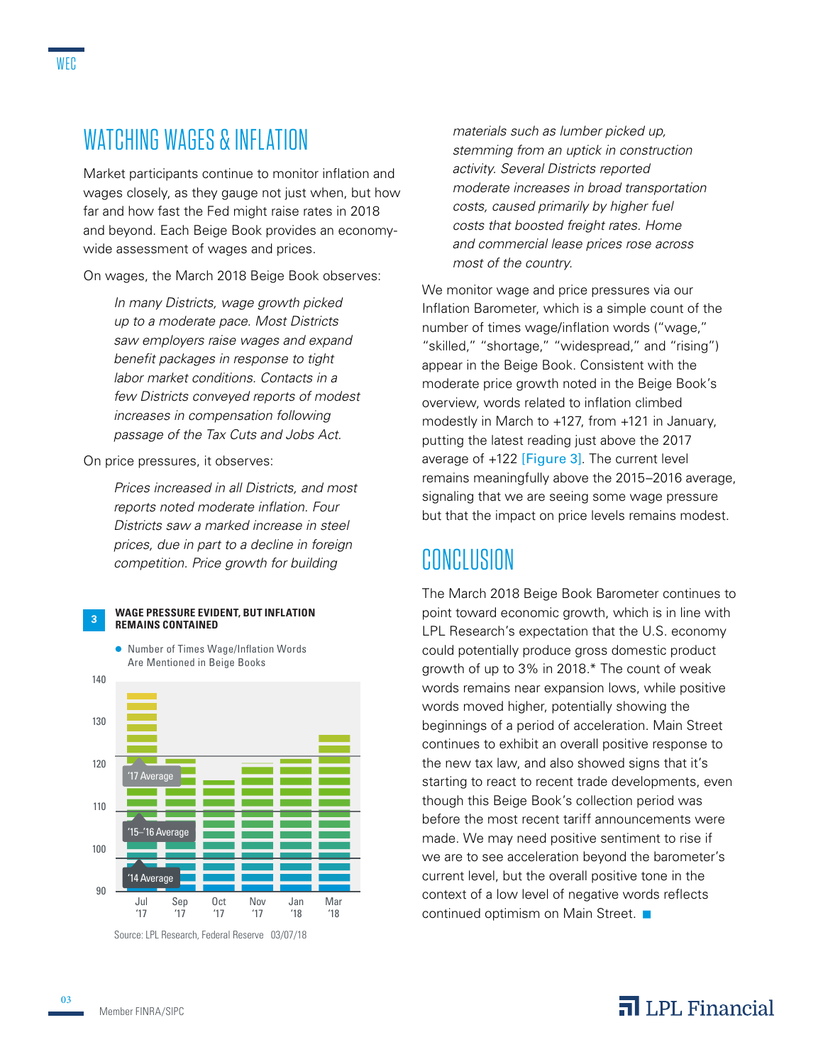## WATCHING WAGES & INFLATION

Market participants continue to monitor inflation and wages closely, as they gauge not just when, but how far and how fast the Fed might raise rates in 2018 and beyond. Each Beige Book provides an economy-wide assessment of wages and prices.

On wages, the March 2018 Beige Book observes:

> *In many Districts, wage growth picked up to a moderate pace. Most Districts saw employers raise wages and expand benefit packages in response to tight labor market conditions. Contacts in a few Districts conveyed reports of modest increases in compensation following passage of the Tax Cuts and Jobs Act.*

On price pressures, it observes:

> *Prices increased in all Districts, and most reports noted moderate inflation. Four Districts saw a marked increase in steel prices, due in part to a decline in foreign competition. Price growth for building materials such as lumber picked up, stemming from an uptick in construction activity. Several Districts reported moderate increases in broad transportation costs, caused primarily by higher fuel costs that boosted freight rates. Home and commercial lease prices rose across most of the country.*

**3 WAGE PRESSURE EVIDENT, BUT INFLATION REMAINS CONTAINED**

● Number of Times Wage/Inflation Words Are Mentioned in Beige Books

| | Jul '17 | Sep '17 | Oct '17 | Nov '17 | Jan '18 | Mar '18 |
|---|---|---|---|---|---|---|
| Count (approx.) | 138 | 121 | 116 | 120 | 121 | 127 |

Reference lines: '17 Average, '15–'16 Average, '14 Average

Source: LPL Research, Federal Reserve 03/07/18

We monitor wage and price pressures via our Inflation Barometer, which is a simple count of the number of times wage/inflation words ("wage," "skilled," "shortage," "widespread," and "rising") appear in the Beige Book. Consistent with the moderate price growth noted in the Beige Book's overview, words related to inflation climbed modestly in March to +127, from +121 in January, putting the latest reading just above the 2017 average of +122 [Figure 3]. The current level remains meaningfully above the 2015–2016 average, signaling that we are seeing some wage pressure but that the impact on price levels remains modest.

## CONCLUSION

The March 2018 Beige Book Barometer continues to point toward economic growth, which is in line with LPL Research's expectation that the U.S. economy could potentially produce gross domestic product growth of up to 3% in 2018.* The count of weak words remains near expansion lows, while positive words moved higher, potentially showing the beginnings of a period of acceleration. Main Street continues to exhibit an overall positive response to the new tax law, and also showed signs that it's starting to react to recent trade developments, even though this Beige Book's collection period was before the most recent tariff announcements were made. We may need positive sentiment to rise if we are to see acceleration beyond the barometer's current level, but the overall positive tone in the context of a low level of negative words reflects continued optimism on Main Street. ■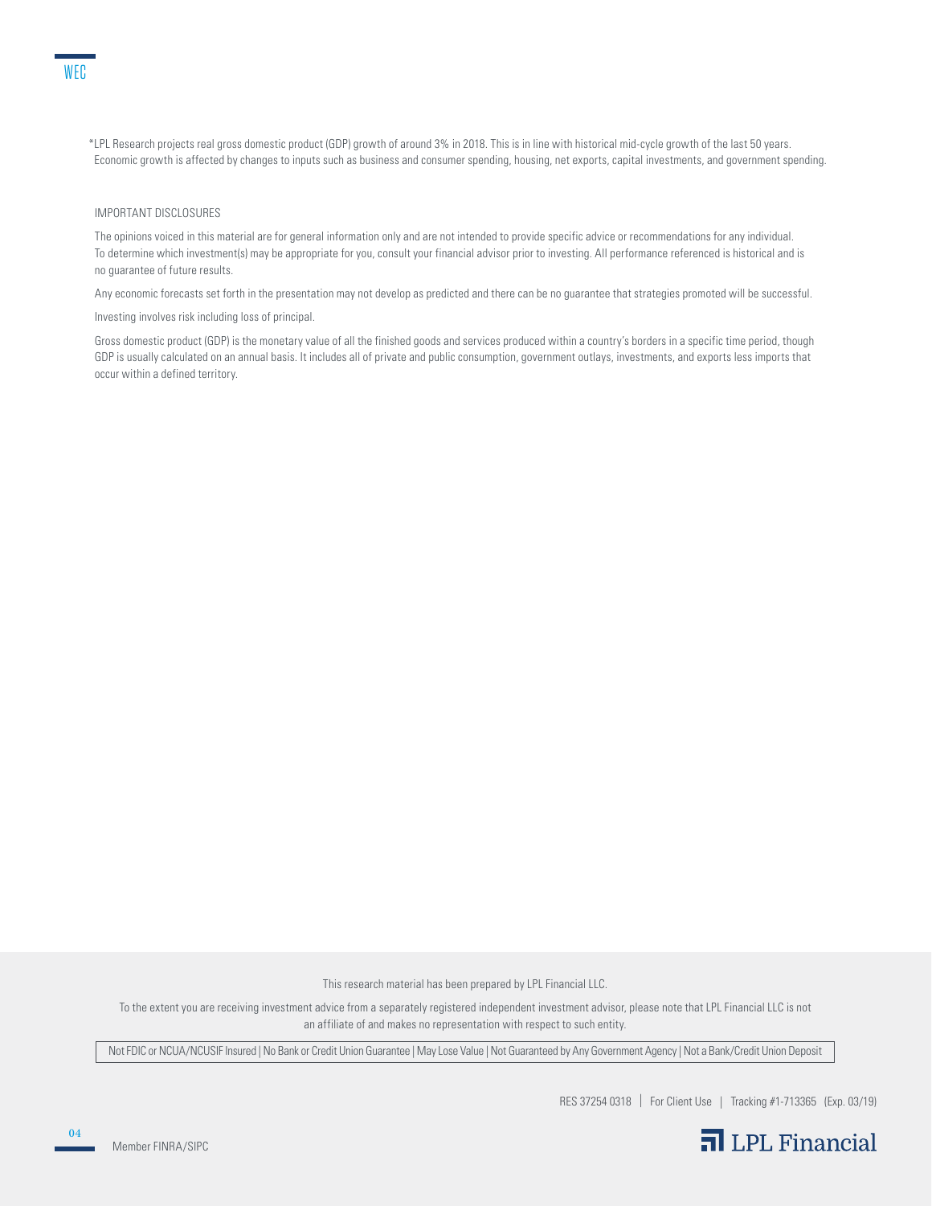*LPL Research projects real gross domestic product (GDP) growth of around 3% in 2018. This is in line with historical mid-cycle growth of the last 50 years. Economic growth is affected by changes to inputs such as business and consumer spending, housing, net exports, capital investments, and government spending.

IMPORTANT DISCLOSURES

The opinions voiced in this material are for general information only and are not intended to provide specific advice or recommendations for any individual. To determine which investment(s) may be appropriate for you, consult your financial advisor prior to investing. All performance referenced is historical and is no guarantee of future results.

Any economic forecasts set forth in the presentation may not develop as predicted and there can be no guarantee that strategies promoted will be successful.

Investing involves risk including loss of principal.

Gross domestic product (GDP) is the monetary value of all the finished goods and services produced within a country's borders in a specific time period, though GDP is usually calculated on an annual basis. It includes all of private and public consumption, government outlays, investments, and exports less imports that occur within a defined territory.

This research material has been prepared by LPL Financial LLC.

To the extent you are receiving investment advice from a separately registered independent investment advisor, please note that LPL Financial LLC is not an affiliate of and makes no representation with respect to such entity.

Not FDIC or NCUA/NCUSIF Insured | No Bank or Credit Union Guarantee | May Lose Value | Not Guaranteed by Any Government Agency | Not a Bank/Credit Union Deposit

RES 37254 0318 | For Client Use | Tracking #1-713365 (Exp. 03/19)

Member FINRA/SIPC

LPL Financial